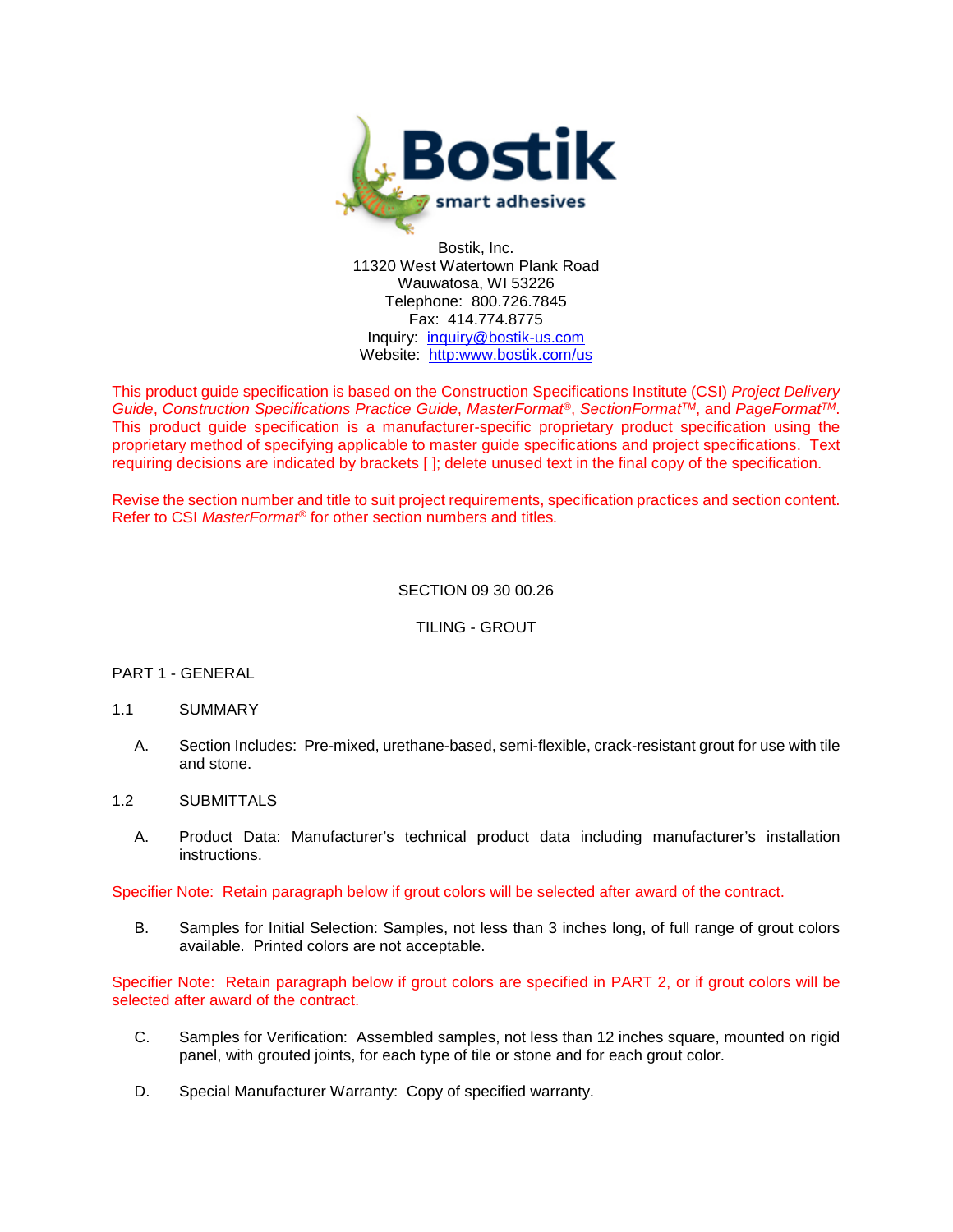Bostik, Inc.
11320 West Watertown Plank Road
Wauwatosa, WI 53226
Telephone: 800.726.7845
Fax: 414.774.8775
Inquiry: inquiry@bostik-us.com
Website: http:www.bostik.com/us

This product guide specification is based on the Construction Specifications Institute (CSI) *Project Delivery Guide*, *Construction Specifications Practice Guide*, *MasterFormat*®, *SectionFormat*™, and *PageFormat*™. This product guide specification is a manufacturer-specific proprietary product specification using the proprietary method of specifying applicable to master guide specifications and project specifications. Text requiring decisions are indicated by brackets [ ]; delete unused text in the final copy of the specification.

Revise the section number and title to suit project requirements, specification practices and section content. Refer to CSI *MasterFormat*® for other section numbers and titles.

# SECTION 09 30 00.26

# TILING - GROUT

## PART 1 - GENERAL

### 1.1 SUMMARY

A. Section Includes: Pre-mixed, urethane-based, semi-flexible, crack-resistant grout for use with tile and stone.

### 1.2 SUBMITTALS

A. Product Data: Manufacturer's technical product data including manufacturer's installation instructions.

Specifier Note: Retain paragraph below if grout colors will be selected after award of the contract.

B. Samples for Initial Selection: Samples, not less than 3 inches long, of full range of grout colors available. Printed colors are not acceptable.

Specifier Note: Retain paragraph below if grout colors are specified in PART 2, or if grout colors will be selected after award of the contract.

C. Samples for Verification: Assembled samples, not less than 12 inches square, mounted on rigid panel, with grouted joints, for each type of tile or stone and for each grout color.

D. Special Manufacturer Warranty: Copy of specified warranty.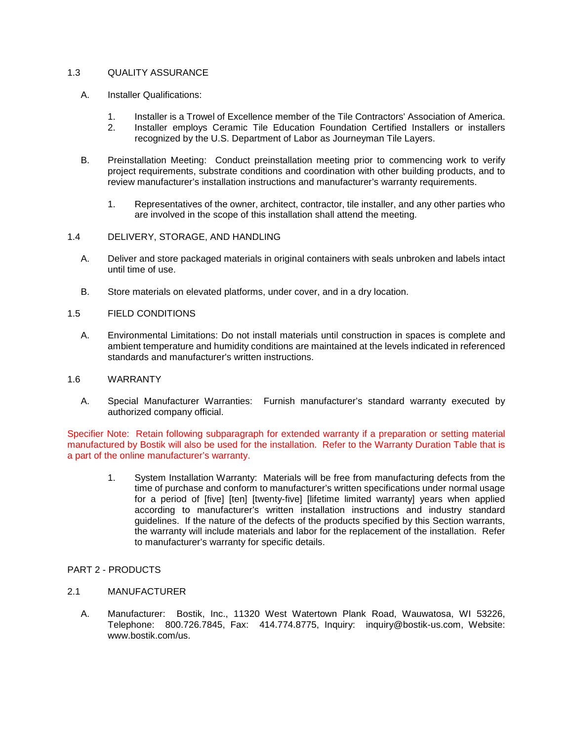## 1.3 QUALITY ASSURANCE

A. Installer Qualifications:

1. Installer is a Trowel of Excellence member of the Tile Contractors' Association of America.
2. Installer employs Ceramic Tile Education Foundation Certified Installers or installers recognized by the U.S. Department of Labor as Journeyman Tile Layers.

B. Preinstallation Meeting: Conduct preinstallation meeting prior to commencing work to verify project requirements, substrate conditions and coordination with other building products, and to review manufacturer's installation instructions and manufacturer's warranty requirements.

1. Representatives of the owner, architect, contractor, tile installer, and any other parties who are involved in the scope of this installation shall attend the meeting.

## 1.4 DELIVERY, STORAGE, AND HANDLING

A. Deliver and store packaged materials in original containers with seals unbroken and labels intact until time of use.

B. Store materials on elevated platforms, under cover, and in a dry location.

## 1.5 FIELD CONDITIONS

A. Environmental Limitations: Do not install materials until construction in spaces is complete and ambient temperature and humidity conditions are maintained at the levels indicated in referenced standards and manufacturer's written instructions.

## 1.6 WARRANTY

A. Special Manufacturer Warranties: Furnish manufacturer's standard warranty executed by authorized company official.

Specifier Note: Retain following subparagraph for extended warranty if a preparation or setting material manufactured by Bostik will also be used for the installation. Refer to the Warranty Duration Table that is a part of the online manufacturer's warranty.

1. System Installation Warranty: Materials will be free from manufacturing defects from the time of purchase and conform to manufacturer's written specifications under normal usage for a period of [five] [ten] [twenty-five] [lifetime limited warranty] years when applied according to manufacturer's written installation instructions and industry standard guidelines. If the nature of the defects of the products specified by this Section warrants, the warranty will include materials and labor for the replacement of the installation. Refer to manufacturer's warranty for specific details.

# PART 2 - PRODUCTS

## 2.1 MANUFACTURER

A. Manufacturer: Bostik, Inc., 11320 West Watertown Plank Road, Wauwatosa, WI 53226, Telephone: 800.726.7845, Fax: 414.774.8775, Inquiry: inquiry@bostik-us.com, Website: www.bostik.com/us.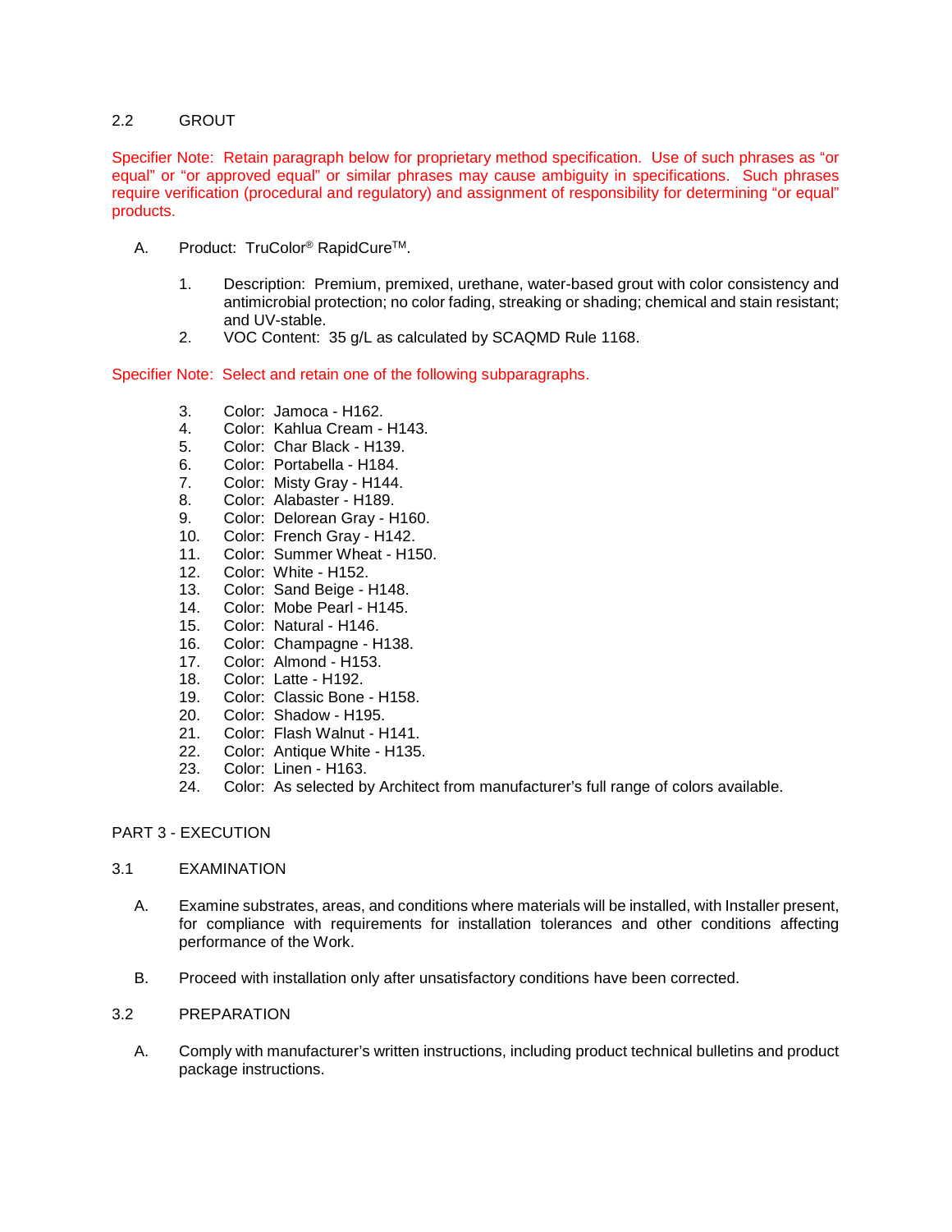### 2.2 GROUT

Specifier Note: Retain paragraph below for proprietary method specification. Use of such phrases as “or equal” or “or approved equal” or similar phrases may cause ambiguity in specifications. Such phrases require verification (procedural and regulatory) and assignment of responsibility for determining “or equal” products.

A. Product: TruColor® RapidCure™.

1. Description: Premium, premixed, urethane, water-based grout with color consistency and antimicrobial protection; no color fading, streaking or shading; chemical and stain resistant; and UV-stable.
2. VOC Content: 35 g/L as calculated by SCAQMD Rule 1168.

Specifier Note: Select and retain one of the following subparagraphs.

3. Color: Jamoca - H162.
4. Color: Kahlua Cream - H143.
5. Color: Char Black - H139.
6. Color: Portabella - H184.
7. Color: Misty Gray - H144.
8. Color: Alabaster - H189.
9. Color: Delorean Gray - H160.
10. Color: French Gray - H142.
11. Color: Summer Wheat - H150.
12. Color: White - H152.
13. Color: Sand Beige - H148.
14. Color: Mobe Pearl - H145.
15. Color: Natural - H146.
16. Color: Champagne - H138.
17. Color: Almond - H153.
18. Color: Latte - H192.
19. Color: Classic Bone - H158.
20. Color: Shadow - H195.
21. Color: Flash Walnut - H141.
22. Color: Antique White - H135.
23. Color: Linen - H163.
24. Color: As selected by Architect from manufacturer’s full range of colors available.

## PART 3 - EXECUTION

### 3.1 EXAMINATION

A. Examine substrates, areas, and conditions where materials will be installed, with Installer present, for compliance with requirements for installation tolerances and other conditions affecting performance of the Work.

B. Proceed with installation only after unsatisfactory conditions have been corrected.

### 3.2 PREPARATION

A. Comply with manufacturer’s written instructions, including product technical bulletins and product package instructions.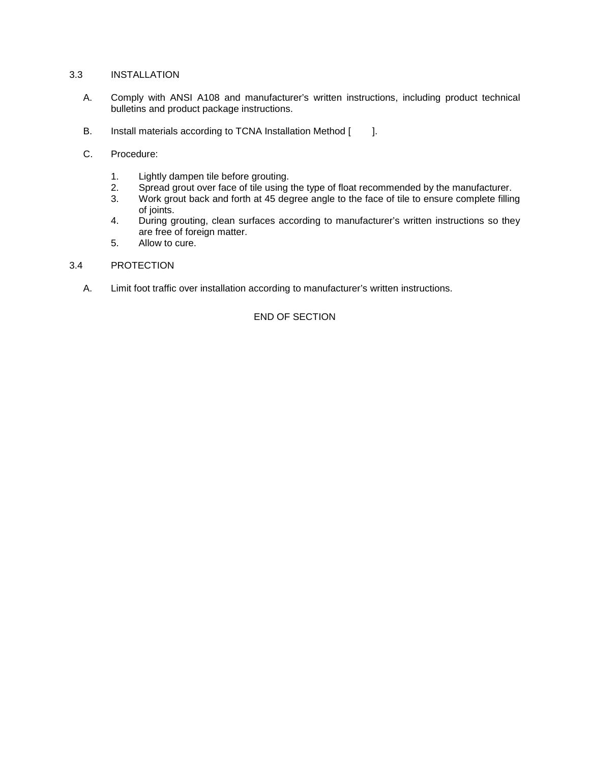## 3.3 INSTALLATION

A. Comply with ANSI A108 and manufacturer's written instructions, including product technical bulletins and product package instructions.

B. Install materials according to TCNA Installation Method [ ].

C. Procedure:

1. Lightly dampen tile before grouting.
2. Spread grout over face of tile using the type of float recommended by the manufacturer.
3. Work grout back and forth at 45 degree angle to the face of tile to ensure complete filling of joints.
4. During grouting, clean surfaces according to manufacturer's written instructions so they are free of foreign matter.
5. Allow to cure.

## 3.4 PROTECTION

A. Limit foot traffic over installation according to manufacturer's written instructions.

END OF SECTION